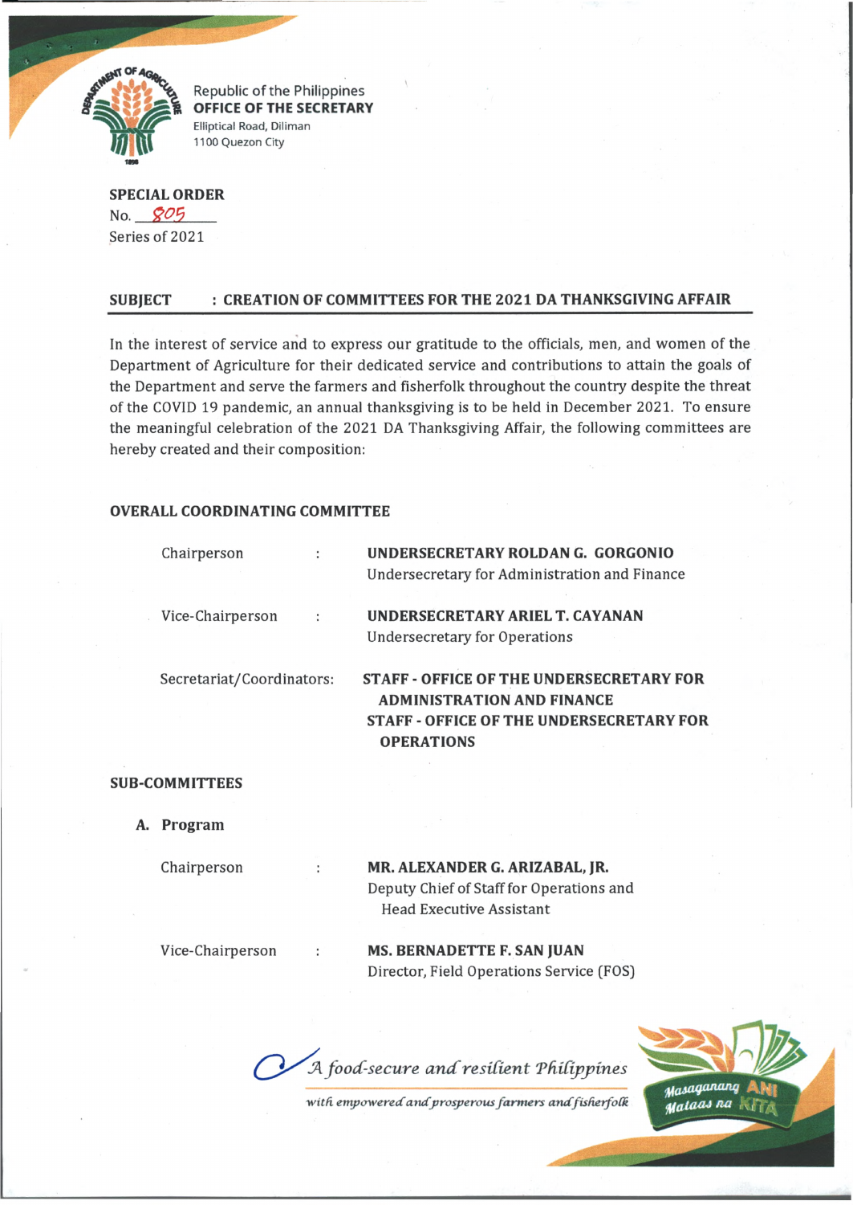Republic of the Philippines
**OFFICE OF THE SECRETARY**
Elliptical Road, Diliman
1100 Quezon City

**SPECIAL ORDER**
No. 805
Series of 2021

**SUBJECT : CREATION OF COMMITTEES FOR THE 2021 DA THANKSGIVING AFFAIR**

In the interest of service and to express our gratitude to the officials, men, and women of the Department of Agriculture for their dedicated service and contributions to attain the goals of the Department and serve the farmers and fisherfolk throughout the country despite the threat of the COVID 19 pandemic, an annual thanksgiving is to be held in December 2021. To ensure the meaningful celebration of the 2021 DA Thanksgiving Affair, the following committees are hereby created and their composition:

**OVERALL COORDINATING COMMITTEE**

Chairperson : **UNDERSECRETARY ROLDAN G. GORGONIO**
Undersecretary for Administration and Finance

Vice-Chairperson : **UNDERSECRETARY ARIEL T. CAYANAN**
Undersecretary for Operations

Secretariat/Coordinators: **STAFF - OFFICE OF THE UNDERSECRETARY FOR ADMINISTRATION AND FINANCE**
**STAFF - OFFICE OF THE UNDERSECRETARY FOR OPERATIONS**

**SUB-COMMITTEES**

**A. Program**

Chairperson : **MR. ALEXANDER G. ARIZABAL, JR.**
Deputy Chief of Staff for Operations and Head Executive Assistant

Vice-Chairperson : **MS. BERNADETTE F. SAN JUAN**
Director, Field Operations Service (FOS)

*A food-secure and resilient Philippines with empowered and prosperous farmers and fisherfolk*

Masaganang ANI Mataas na KITA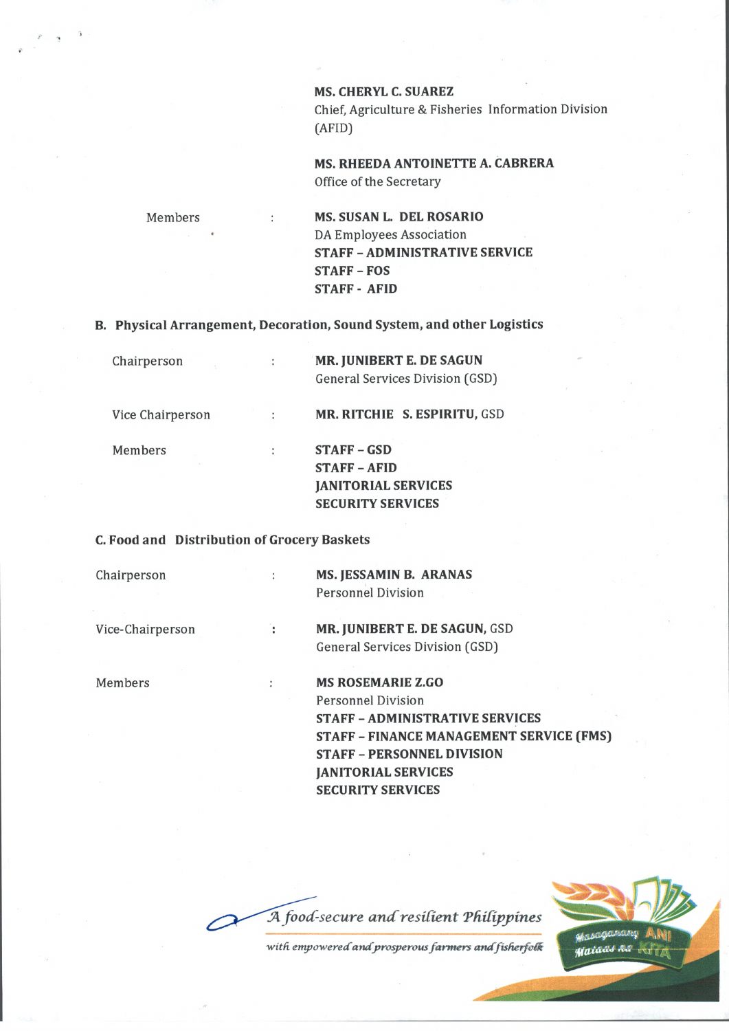| | | |
|---|---|---|
| | | **MS. CHERYL C. SUAREZ**<br>Chief, Agriculture & Fisheries Information Division (AFID) |
| | | **MS. RHEEDA ANTOINETTE A. CABRERA**<br>Office of the Secretary |
| Members | : | **MS. SUSAN L. DEL ROSARIO**<br>DA Employees Association<br>**STAFF – ADMINISTRATIVE SERVICE**<br>**STAFF – FOS**<br>**STAFF - AFID** |

**B. Physical Arrangement, Decoration, Sound System, and other Logistics**

| | | |
|---|---|---|
| Chairperson | : | **MR. JUNIBERT E. DE SAGUN**<br>General Services Division (GSD) |
| Vice Chairperson | : | **MR. RITCHIE S. ESPIRITU,** GSD |
| Members | : | **STAFF – GSD**<br>**STAFF – AFID**<br>**JANITORIAL SERVICES**<br>**SECURITY SERVICES** |

**C. Food and Distribution of Grocery Baskets**

| | | |
|---|---|---|
| Chairperson | : | **MS. JESSAMIN B. ARANAS**<br>Personnel Division |
| Vice-Chairperson | : | **MR. JUNIBERT E. DE SAGUN,** GSD<br>General Services Division (GSD) |
| Members | : | **MS ROSEMARIE Z.GO**<br>Personnel Division<br>**STAFF – ADMINISTRATIVE SERVICES**<br>**STAFF – FINANCE MANAGEMENT SERVICE (FMS)**<br>**STAFF – PERSONNEL DIVISION**<br>**JANITORIAL SERVICES**<br>**SECURITY SERVICES** |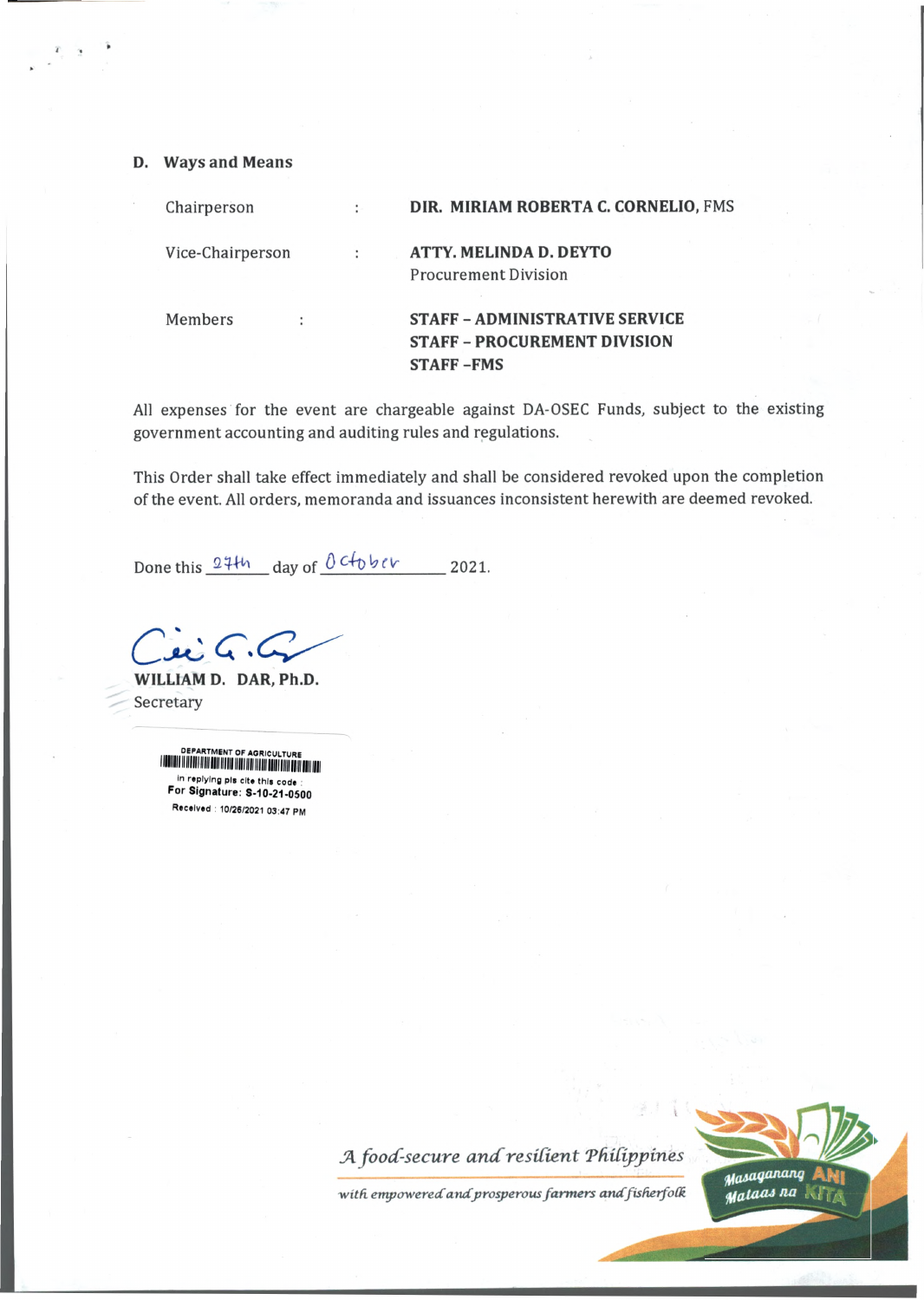**D. Ways and Means**

| | | |
|---|---|---|
| Chairperson | : | **DIR. MIRIAM ROBERTA C. CORNELIO**, FMS |
| Vice-Chairperson | : | **ATTY. MELINDA D. DEYTO**<br>Procurement Division |
| Members | : | **STAFF – ADMINISTRATIVE SERVICE**<br>**STAFF – PROCUREMENT DIVISION**<br>**STAFF –FMS** |

All expenses for the event are chargeable against DA-OSEC Funds, subject to the existing government accounting and auditing rules and regulations.

This Order shall take effect immediately and shall be considered revoked upon the completion of the event. All orders, memoranda and issuances inconsistent herewith are deemed revoked.

Done this 27th day of October 2021.

**WILLIAM D. DAR, Ph.D.**
Secretary

DEPARTMENT OF AGRICULTURE
In replying pls cite this code :
For Signature: S-10-21-0500
Received : 10/26/2021 03:47 PM

*A food-secure and resilient Philippines*
*with empowered and prosperous farmers and fisherfolk*

Masaganang ANI Mataas na KITA